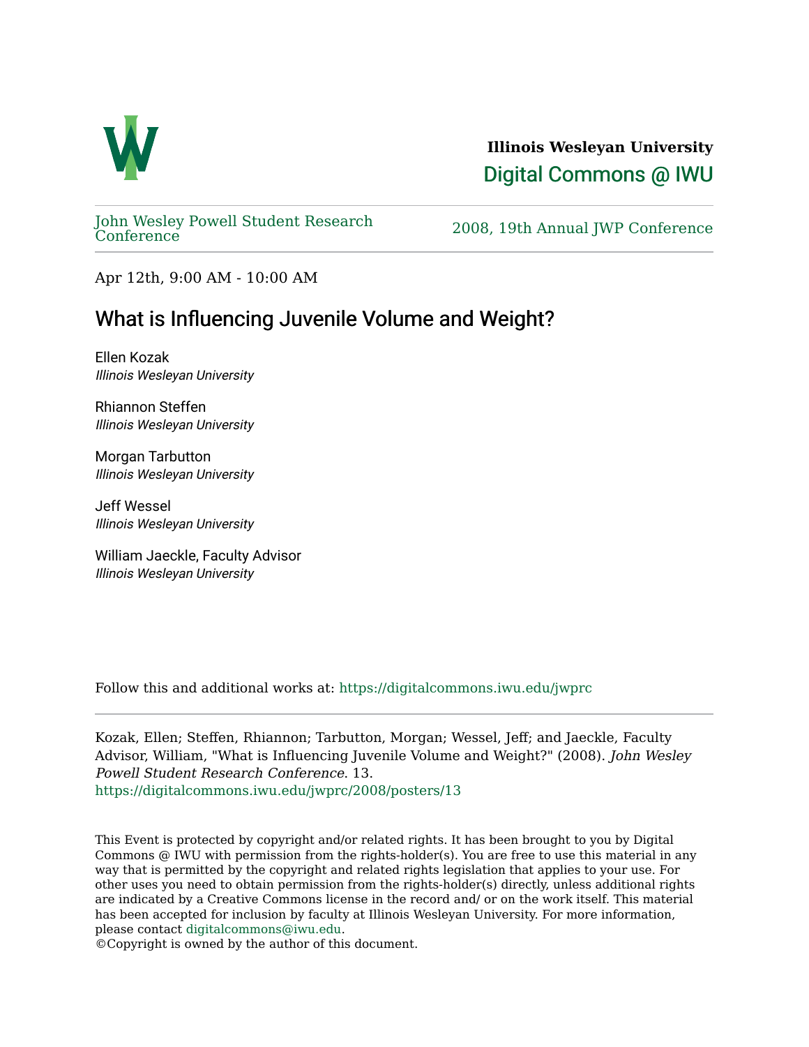**Illinois Wesleyan University**

Digital Commons @ IWU

John Wesley Powell Student Research Conference

2008, 19th Annual JWP Conference

Apr 12th, 9:00 AM - 10:00 AM

# What is Influencing Juvenile Volume and Weight?

Ellen Kozak
*Illinois Wesleyan University*

Rhiannon Steffen
*Illinois Wesleyan University*

Morgan Tarbutton
*Illinois Wesleyan University*

Jeff Wessel
*Illinois Wesleyan University*

William Jaeckle, Faculty Advisor
*Illinois Wesleyan University*

Follow this and additional works at: https://digitalcommons.iwu.edu/jwprc

Kozak, Ellen; Steffen, Rhiannon; Tarbutton, Morgan; Wessel, Jeff; and Jaeckle, Faculty Advisor, William, "What is Influencing Juvenile Volume and Weight?" (2008). *John Wesley Powell Student Research Conference*. 13.
https://digitalcommons.iwu.edu/jwprc/2008/posters/13

This Event is protected by copyright and/or related rights. It has been brought to you by Digital Commons @ IWU with permission from the rights-holder(s). You are free to use this material in any way that is permitted by the copyright and related rights legislation that applies to your use. For other uses you need to obtain permission from the rights-holder(s) directly, unless additional rights are indicated by a Creative Commons license in the record and/ or on the work itself. This material has been accepted for inclusion by faculty at Illinois Wesleyan University. For more information, please contact digitalcommons@iwu.edu.
©Copyright is owned by the author of this document.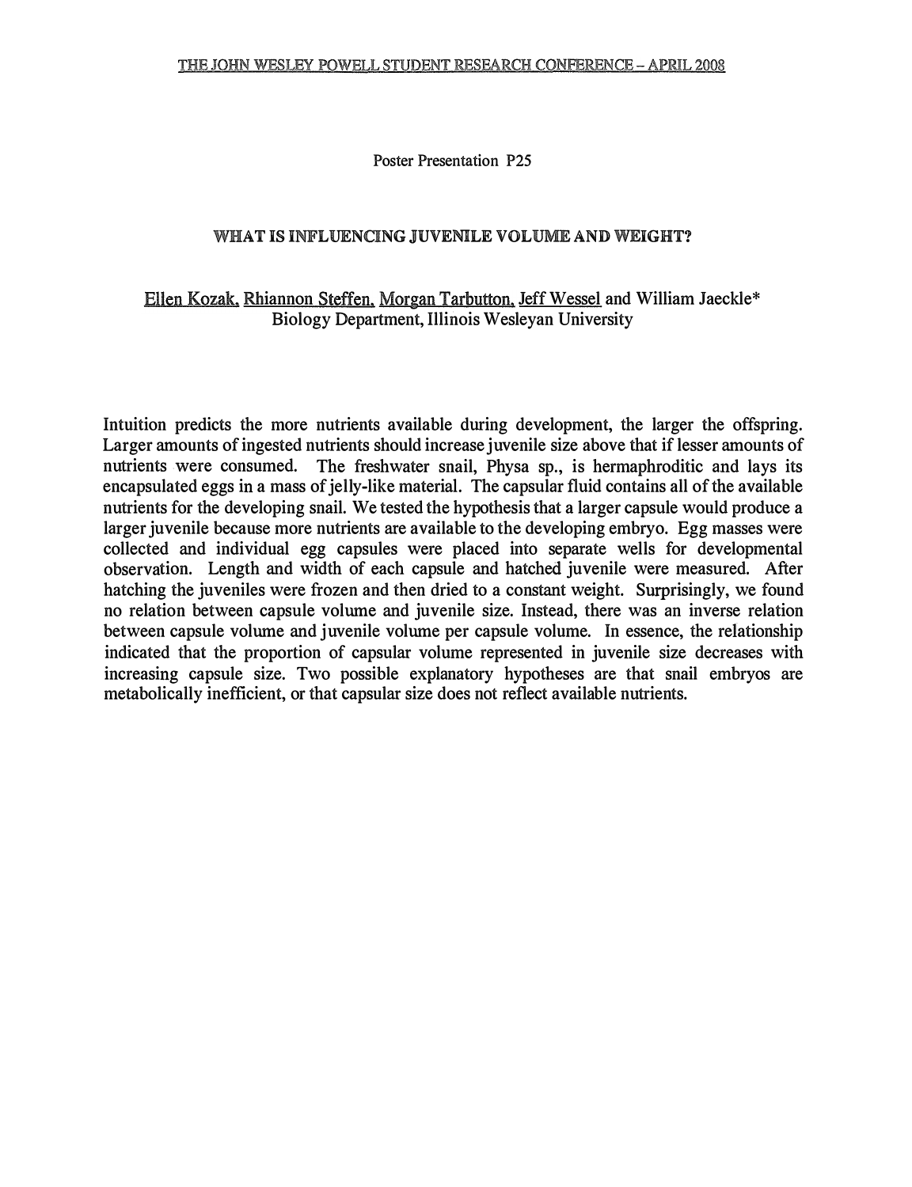Poster Presentation P25

## WHAT IS INFLUENCING JUVENILE VOLUME AND WEIGHT?

Ellen Kozak, Rhiannon Steffen, Morgan Tarbutton, Jeff Wessel and William Jaeckle*
Biology Department, Illinois Wesleyan University

Intuition predicts the more nutrients available during development, the larger the offspring. Larger amounts of ingested nutrients should increase juvenile size above that if lesser amounts of nutrients were consumed. The freshwater snail, Physa sp., is hermaphroditic and lays its encapsulated eggs in a mass of jelly-like material. The capsular fluid contains all of the available nutrients for the developing snail. We tested the hypothesis that a larger capsule would produce a larger juvenile because more nutrients are available to the developing embryo. Egg masses were collected and individual egg capsules were placed into separate wells for developmental observation. Length and width of each capsule and hatched juvenile were measured. After hatching the juveniles were frozen and then dried to a constant weight. Surprisingly, we found no relation between capsule volume and juvenile size. Instead, there was an inverse relation between capsule volume and juvenile volume per capsule volume. In essence, the relationship indicated that the proportion of capsular volume represented in juvenile size decreases with increasing capsule size. Two possible explanatory hypotheses are that snail embryos are metabolically inefficient, or that capsular size does not reflect available nutrients.